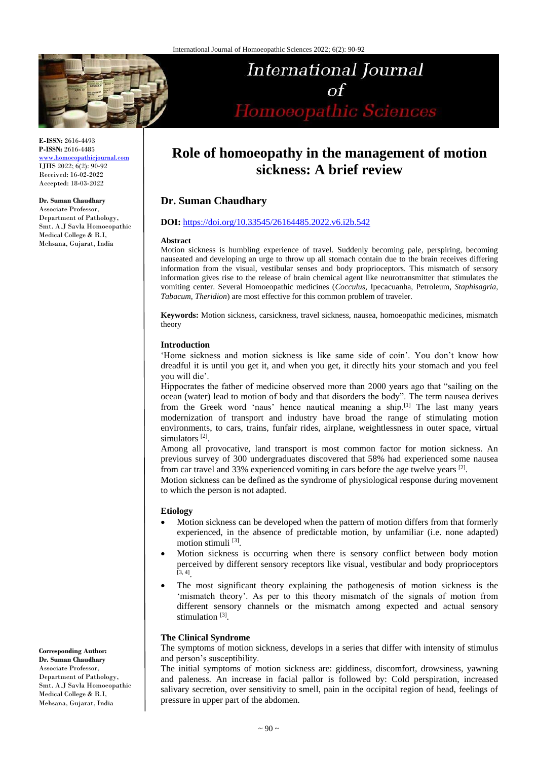E-ISSN: 2616-4493
P-ISSN: 2616-4485
www.homoeopathicjournal.com
IJHS 2022; 6(2): 90-92
Received: 16-02-2022
Accepted: 18-03-2022

**Dr. Suman Chaudhary**
Associate Professor, Department of Pathology, Smt. A.J Savla Homoeopathic Medical College & R.I, Mehsana, Gujarat, India

**Corresponding Author:**
**Dr. Suman Chaudhary**
Associate Professor, Department of Pathology, Smt. A.J Savla Homoeopathic Medical College & R.I, Mehsana, Gujarat, India

# Role of homoeopathy in the management of motion sickness: A brief review

## Dr. Suman Chaudhary

**DOI:** https://doi.org/10.33545/26164485.2022.v6.i2b.542

### Abstract

Motion sickness is humbling experience of travel. Suddenly becoming pale, perspiring, becoming nauseated and developing an urge to throw up all stomach contain due to the brain receives differing information from the visual, vestibular senses and body proprioceptors. This mismatch of sensory information gives rise to the release of brain chemical agent like neurotransmitter that stimulates the vomiting center. Several Homoeopathic medicines (*Cocculus*, Ipecacuanha, Petroleum, *Staphisagria*, *Tabacum*, *Theridion*) are most effective for this common problem of traveler.

**Keywords:** Motion sickness, carsickness, travel sickness, nausea, homoeopathic medicines, mismatch theory

### Introduction

'Home sickness and motion sickness is like same side of coin'. You don't know how dreadful it is until you get it, and when you get, it directly hits your stomach and you feel you will die'.

Hippocrates the father of medicine observed more than 2000 years ago that "sailing on the ocean (water) lead to motion of body and that disorders the body". The term nausea derives from the Greek word 'naus' hence nautical meaning a ship.[1] The last many years modernization of transport and industry have broad the range of stimulating motion environments, to cars, trains, funfair rides, airplane, weightlessness in outer space, virtual simulators [2].

Among all provocative, land transport is most common factor for motion sickness. An previous survey of 300 undergraduates discovered that 58% had experienced some nausea from car travel and 33% experienced vomiting in cars before the age twelve years [2].

Motion sickness can be defined as the syndrome of physiological response during movement to which the person is not adapted.

### Etiology

- Motion sickness can be developed when the pattern of motion differs from that formerly experienced, in the absence of predictable motion, by unfamiliar (i.e. none adapted) motion stimuli [3].
- Motion sickness is occurring when there is sensory conflict between body motion perceived by different sensory receptors like visual, vestibular and body proprioceptors [3, 4].
- The most significant theory explaining the pathogenesis of motion sickness is the 'mismatch theory'. As per to this theory mismatch of the signals of motion from different sensory channels or the mismatch among expected and actual sensory stimulation [3].

### The Clinical Syndrome

The symptoms of motion sickness, develops in a series that differ with intensity of stimulus and person's susceptibility.

The initial symptoms of motion sickness are: giddiness, discomfort, drowsiness, yawning and paleness. An increase in facial pallor is followed by: Cold perspiration, increased salivary secretion, over sensitivity to smell, pain in the occipital region of head, feelings of pressure in upper part of the abdomen.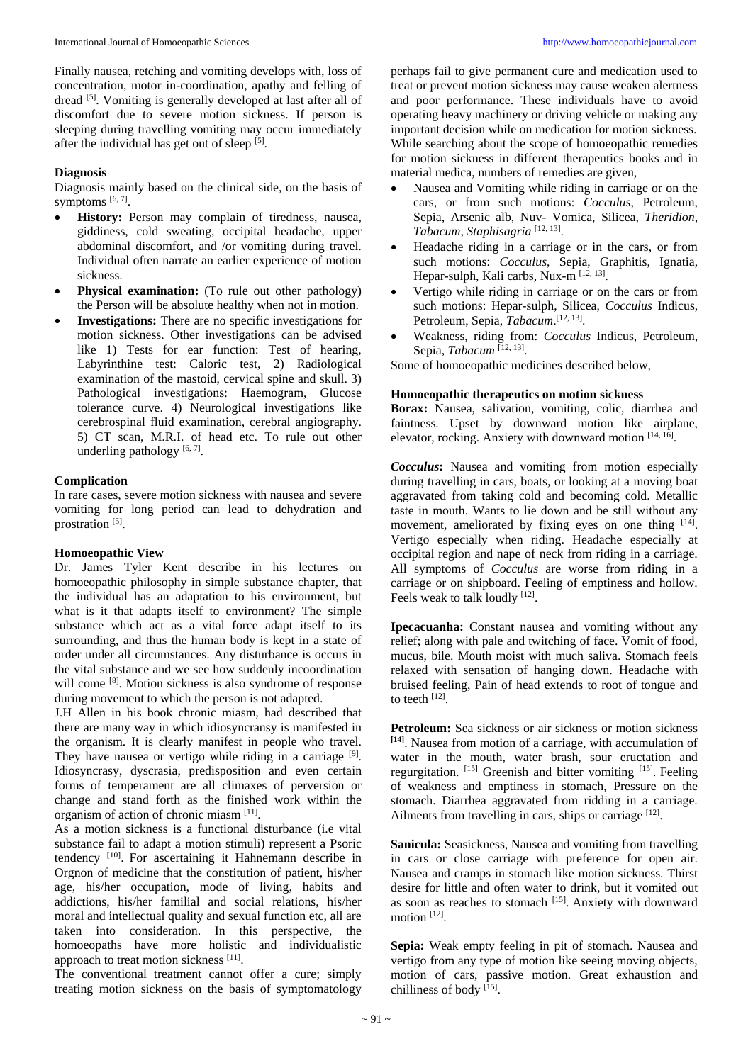Finally nausea, retching and vomiting develops with, loss of concentration, motor in-coordination, apathy and felling of dread [5]. Vomiting is generally developed at last after all of discomfort due to severe motion sickness. If person is sleeping during travelling vomiting may occur immediately after the individual has get out of sleep [5].

### Diagnosis

Diagnosis mainly based on the clinical side, on the basis of symptoms [6, 7].

- **History:** Person may complain of tiredness, nausea, giddiness, cold sweating, occipital headache, upper abdominal discomfort, and /or vomiting during travel. Individual often narrate an earlier experience of motion sickness.
- **Physical examination:** (To rule out other pathology) the Person will be absolute healthy when not in motion.
- **Investigations:** There are no specific investigations for motion sickness. Other investigations can be advised like 1) Tests for ear function: Test of hearing, Labyrinthine test: Caloric test, 2) Radiological examination of the mastoid, cervical spine and skull. 3) Pathological investigations: Haemogram, Glucose tolerance curve. 4) Neurological investigations like cerebrospinal fluid examination, cerebral angiography. 5) CT scan, M.R.I. of head etc. To rule out other underling pathology [6, 7].

### Complication

In rare cases, severe motion sickness with nausea and severe vomiting for long period can lead to dehydration and prostration [5].

### Homoeopathic View

Dr. James Tyler Kent describe in his lectures on homoeopathic philosophy in simple substance chapter, that the individual has an adaptation to his environment, but what is it that adapts itself to environment? The simple substance which act as a vital force adapt itself to its surrounding, and thus the human body is kept in a state of order under all circumstances. Any disturbance is occurs in the vital substance and we see how suddenly incoordination will come [8]. Motion sickness is also syndrome of response during movement to which the person is not adapted.

J.H Allen in his book chronic miasm, had described that there are many way in which idiosyncransy is manifested in the organism. It is clearly manifest in people who travel. They have nausea or vertigo while riding in a carriage [9]. Idiosyncrasy, dyscrasia, predisposition and even certain forms of temperament are all climaxes of perversion or change and stand forth as the finished work within the organism of action of chronic miasm [11].

As a motion sickness is a functional disturbance (i.e vital substance fail to adapt a motion stimuli) represent a Psoric tendency [10]. For ascertaining it Hahnemann describe in Orgnon of medicine that the constitution of patient, his/her age, his/her occupation, mode of living, habits and addictions, his/her familial and social relations, his/her moral and intellectual quality and sexual function etc, all are taken into consideration. In this perspective, the homoeopaths have more holistic and individualistic approach to treat motion sickness [11].

The conventional treatment cannot offer a cure; simply treating motion sickness on the basis of symptomatology perhaps fail to give permanent cure and medication used to treat or prevent motion sickness may cause weaken alertness and poor performance. These individuals have to avoid operating heavy machinery or driving vehicle or making any important decision while on medication for motion sickness. While searching about the scope of homoeopathic remedies for motion sickness in different therapeutics books and in material medica, numbers of remedies are given,

- Nausea and Vomiting while riding in carriage or on the cars, or from such motions: *Cocculus*, Petroleum, Sepia, Arsenic alb, Nuv- Vomica, Silicea, *Theridion*, *Tabacum*, *Staphisagria* [12, 13].
- Headache riding in a carriage or in the cars, or from such motions: *Cocculus*, Sepia, Graphitis, Ignatia, Hepar-sulph, Kali carbs, Nux-m [12, 13].
- Vertigo while riding in carriage or on the cars or from such motions: Hepar-sulph, Silicea, *Cocculus* Indicus, Petroleum, Sepia, *Tabacum*.[12, 13].
- Weakness, riding from: *Cocculus* Indicus, Petroleum, Sepia, *Tabacum* [12, 13].

Some of homoeopathic medicines described below,

### Homoeopathic therapeutics on motion sickness

**Borax:** Nausea, salivation, vomiting, colic, diarrhea and faintness. Upset by downward motion like airplane, elevator, rocking. Anxiety with downward motion [14, 16].

***Cocculus*:** Nausea and vomiting from motion especially during travelling in cars, boats, or looking at a moving boat aggravated from taking cold and becoming cold. Metallic taste in mouth. Wants to lie down and be still without any movement, ameliorated by fixing eyes on one thing [14]. Vertigo especially when riding. Headache especially at occipital region and nape of neck from riding in a carriage. All symptoms of *Cocculus* are worse from riding in a carriage or on shipboard. Feeling of emptiness and hollow. Feels weak to talk loudly [12].

**Ipecacuanha:** Constant nausea and vomiting without any relief; along with pale and twitching of face. Vomit of food, mucus, bile. Mouth moist with much saliva. Stomach feels relaxed with sensation of hanging down. Headache with bruised feeling, Pain of head extends to root of tongue and to teeth [12].

**Petroleum:** Sea sickness or air sickness or motion sickness **[14]**. Nausea from motion of a carriage, with accumulation of water in the mouth, water brash, sour eructation and regurgitation. [15] Greenish and bitter vomiting [15]. Feeling of weakness and emptiness in stomach, Pressure on the stomach. Diarrhea aggravated from ridding in a carriage. Ailments from travelling in cars, ships or carriage [12].

**Sanicula:** Seasickness, Nausea and vomiting from travelling in cars or close carriage with preference for open air. Nausea and cramps in stomach like motion sickness. Thirst desire for little and often water to drink, but it vomited out as soon as reaches to stomach [15]. Anxiety with downward motion [12].

**Sepia:** Weak empty feeling in pit of stomach. Nausea and vertigo from any type of motion like seeing moving objects, motion of cars, passive motion. Great exhaustion and chilliness of body [15].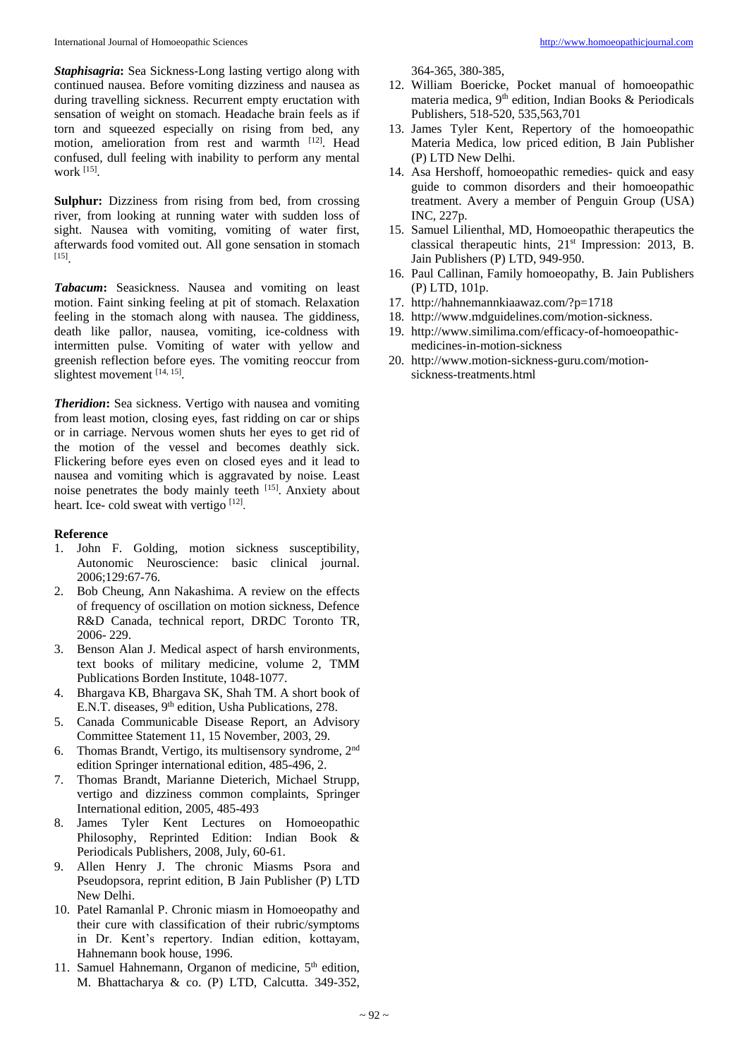***Staphisagria*:** Sea Sickness-Long lasting vertigo along with continued nausea. Before vomiting dizziness and nausea as during travelling sickness. Recurrent empty eructation with sensation of weight on stomach. Headache brain feels as if torn and squeezed especially on rising from bed, any motion, amelioration from rest and warmth [12]. Head confused, dull feeling with inability to perform any mental work [15].

**Sulphur:** Dizziness from rising from bed, from crossing river, from looking at running water with sudden loss of sight. Nausea with vomiting, vomiting of water first, afterwards food vomited out. All gone sensation in stomach [15].

***Tabacum*:** Seasickness. Nausea and vomiting on least motion. Faint sinking feeling at pit of stomach. Relaxation feeling in the stomach along with nausea. The giddiness, death like pallor, nausea, vomiting, ice-coldness with intermitten pulse. Vomiting of water with yellow and greenish reflection before eyes. The vomiting reoccur from slightest movement [14, 15].

***Theridion*:** Sea sickness. Vertigo with nausea and vomiting from least motion, closing eyes, fast ridding on car or ships or in carriage. Nervous women shuts her eyes to get rid of the motion of the vessel and becomes deathly sick. Flickering before eyes even on closed eyes and it lead to nausea and vomiting which is aggravated by noise. Least noise penetrates the body mainly teeth [15]. Anxiety about heart. Ice- cold sweat with vertigo [12].

**Reference**

1. John F. Golding, motion sickness susceptibility, Autonomic Neuroscience: basic clinical journal. 2006;129:67-76.
2. Bob Cheung, Ann Nakashima. A review on the effects of frequency of oscillation on motion sickness, Defence R&D Canada, technical report, DRDC Toronto TR, 2006- 229.
3. Benson Alan J. Medical aspect of harsh environments, text books of military medicine, volume 2, TMM Publications Borden Institute, 1048-1077.
4. Bhargava KB, Bhargava SK, Shah TM. A short book of E.N.T. diseases, 9th edition, Usha Publications, 278.
5. Canada Communicable Disease Report, an Advisory Committee Statement 11, 15 November, 2003, 29.
6. Thomas Brandt, Vertigo, its multisensory syndrome, 2nd edition Springer international edition, 485-496, 2.
7. Thomas Brandt, Marianne Dieterich, Michael Strupp, vertigo and dizziness common complaints, Springer International edition, 2005, 485-493
8. James Tyler Kent Lectures on Homoeopathic Philosophy, Reprinted Edition: Indian Book & Periodicals Publishers, 2008, July, 60-61.
9. Allen Henry J. The chronic Miasms Psora and Pseudopsora, reprint edition, B Jain Publisher (P) LTD New Delhi.
10. Patel Ramanlal P. Chronic miasm in Homoeopathy and their cure with classification of their rubric/symptoms in Dr. Kent's repertory. Indian edition, kottayam, Hahnemann book house, 1996.
11. Samuel Hahnemann, Organon of medicine, 5th edition, M. Bhattacharya & co. (P) LTD, Calcutta. 349-352, 364-365, 380-385,
12. William Boericke, Pocket manual of homoeopathic materia medica, 9th edition, Indian Books & Periodicals Publishers, 518-520, 535,563,701
13. James Tyler Kent, Repertory of the homoeopathic Materia Medica, low priced edition, B Jain Publisher (P) LTD New Delhi.
14. Asa Hershoff, homoeopathic remedies- quick and easy guide to common disorders and their homoeopathic treatment. Avery a member of Penguin Group (USA) INC, 227p.
15. Samuel Lilienthal, MD, Homoeopathic therapeutics the classical therapeutic hints, 21st Impression: 2013, B. Jain Publishers (P) LTD, 949-950.
16. Paul Callinan, Family homoeopathy, B. Jain Publishers (P) LTD, 101p.
17. http://hahnemannkiaawaz.com/?p=1718
18. http://www.mdguidelines.com/motion-sickness.
19. http://www.similima.com/efficacy-of-homoeopathic-medicines-in-motion-sickness
20. http://www.motion-sickness-guru.com/motion-sickness-treatments.html